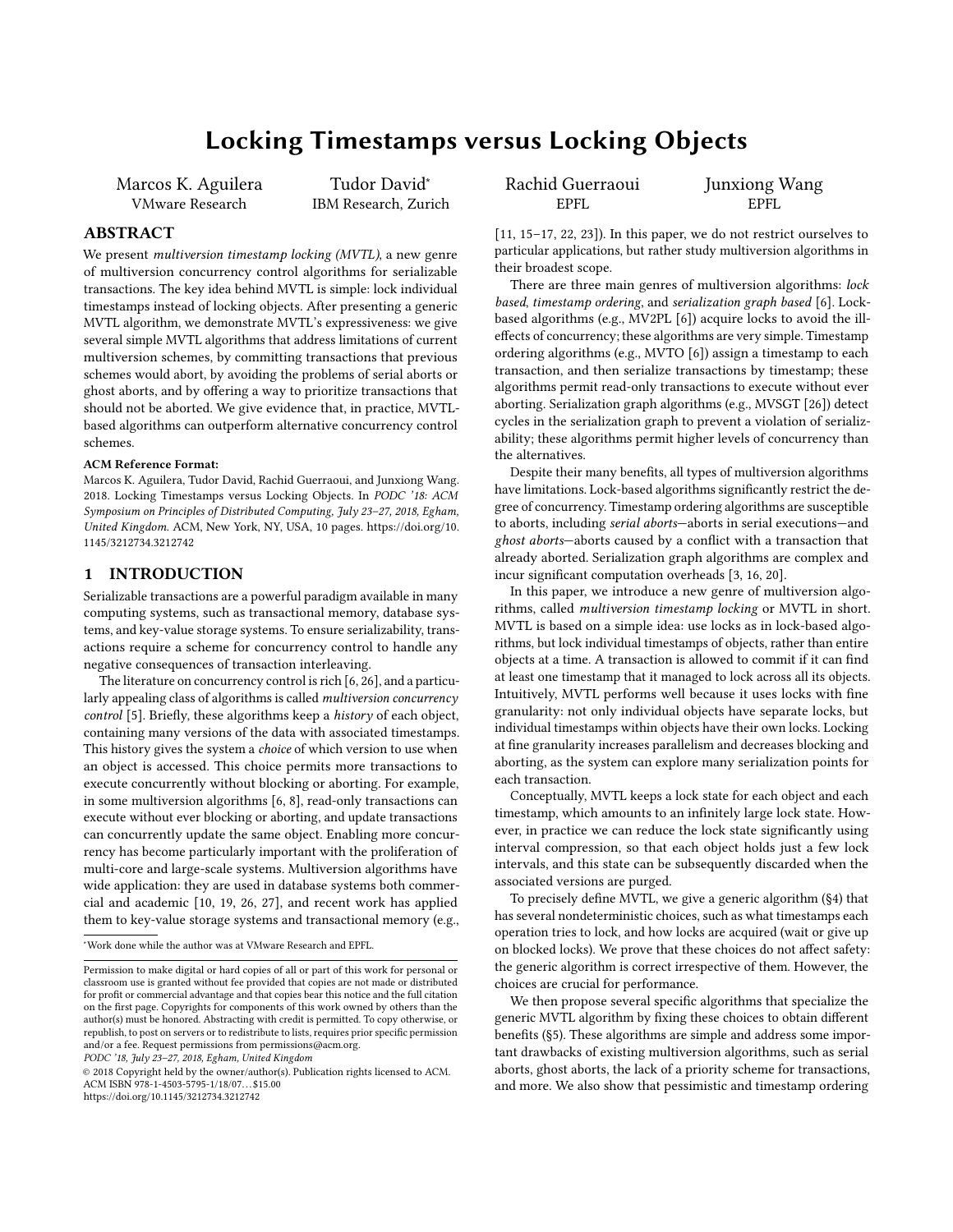# Locking Timestamps versus Locking Objects

Marcos K. Aguilera
VMware Research

Tudor David*
IBM Research, Zurich

Rachid Guerraoui
EPFL

Junxiong Wang
EPFL

## ABSTRACT

We present *multiversion timestamp locking (MVTL)*, a new genre of multiversion concurrency control algorithms for serializable transactions. The key idea behind MVTL is simple: lock individual timestamps instead of locking objects. After presenting a generic MVTL algorithm, we demonstrate MVTL's expressiveness: we give several simple MVTL algorithms that address limitations of current multiversion schemes, by committing transactions that previous schemes would abort, by avoiding the problems of serial aborts or ghost aborts, and by offering a way to prioritize transactions that should not be aborted. We give evidence that, in practice, MVTL-based algorithms can outperform alternative concurrency control schemes.

**ACM Reference Format:**
Marcos K. Aguilera, Tudor David, Rachid Guerraoui, and Junxiong Wang. 2018. Locking Timestamps versus Locking Objects. In *PODC '18: ACM Symposium on Principles of Distributed Computing, July 23–27, 2018, Egham, United Kingdom.* ACM, New York, NY, USA, 10 pages. https://doi.org/10.1145/3212734.3212742

## 1 INTRODUCTION

Serializable transactions are a powerful paradigm available in many computing systems, such as transactional memory, database systems, and key-value storage systems. To ensure serializability, transactions require a scheme for concurrency control to handle any negative consequences of transaction interleaving.

The literature on concurrency control is rich [6, 26], and a particularly appealing class of algorithms is called *multiversion concurrency control* [5]. Briefly, these algorithms keep a *history* of each object, containing many versions of the data with associated timestamps. This history gives the system a *choice* of which version to use when an object is accessed. This choice permits more transactions to execute concurrently without blocking or aborting. For example, in some multiversion algorithms [6, 8], read-only transactions can execute without ever blocking or aborting, and update transactions can concurrently update the same object. Enabling more concurrency has become particularly important with the proliferation of multi-core and large-scale systems. Multiversion algorithms have wide application: they are used in database systems both commercial and academic [10, 19, 26, 27], and recent work has applied them to key-value storage systems and transactional memory (e.g., [11, 15–17, 22, 23]). In this paper, we do not restrict ourselves to particular applications, but rather study multiversion algorithms in their broadest scope.

There are three main genres of multiversion algorithms: *lock based*, *timestamp ordering*, and *serialization graph based* [6]. Lock-based algorithms (e.g., MV2PL [6]) acquire locks to avoid the ill-effects of concurrency; these algorithms are very simple. Timestamp ordering algorithms (e.g., MVTO [6]) assign a timestamp to each transaction, and then serialize transactions by timestamp; these algorithms permit read-only transactions to execute without ever aborting. Serialization graph algorithms (e.g., MVSGT [26]) detect cycles in the serialization graph to prevent a violation of serializability; these algorithms permit higher levels of concurrency than the alternatives.

Despite their many benefits, all types of multiversion algorithms have limitations. Lock-based algorithms significantly restrict the degree of concurrency. Timestamp ordering algorithms are susceptible to aborts, including *serial aborts*—aborts in serial executions—and *ghost aborts*—aborts caused by a conflict with a transaction that already aborted. Serialization graph algorithms are complex and incur significant computation overheads [3, 16, 20].

In this paper, we introduce a new genre of multiversion algorithms, called *multiversion timestamp locking* or MVTL in short. MVTL is based on a simple idea: use locks as in lock-based algorithms, but lock individual timestamps of objects, rather than entire objects at a time. A transaction is allowed to commit if it can find at least one timestamp that it managed to lock across all its objects. Intuitively, MVTL performs well because it uses locks with fine granularity: not only individual objects have separate locks, but individual timestamps within objects have their own locks. Locking at fine granularity increases parallelism and decreases blocking and aborting, as the system can explore many serialization points for each transaction.

Conceptually, MVTL keeps a lock state for each object and each timestamp, which amounts to an infinitely large lock state. However, in practice we can reduce the lock state significantly using interval compression, so that each object holds just a few lock intervals, and this state can be subsequently discarded when the associated versions are purged.

To precisely define MVTL, we give a generic algorithm (§4) that has several nondeterministic choices, such as what timestamps each operation tries to lock, and how locks are acquired (wait or give up on blocked locks). We prove that these choices do not affect safety: the generic algorithm is correct irrespective of them. However, the choices are crucial for performance.

We then propose several specific algorithms that specialize the generic MVTL algorithm by fixing these choices to obtain different benefits (§5). These algorithms are simple and address some important drawbacks of existing multiversion algorithms, such as serial aborts, ghost aborts, the lack of a priority scheme for transactions, and more. We also show that pessimistic and timestamp ordering

*Work done while the author was at VMware Research and EPFL.

Permission to make digital or hard copies of all or part of this work for personal or classroom use is granted without fee provided that copies are not made or distributed for profit or commercial advantage and that copies bear this notice and the full citation on the first page. Copyrights for components of this work owned by others than the author(s) must be honored. Abstracting with credit is permitted. To copy otherwise, or republish, to post on servers or to redistribute to lists, requires prior specific permission and/or a fee. Request permissions from permissions@acm.org.
*PODC '18, July 23–27, 2018, Egham, United Kingdom*
© 2018 Copyright held by the owner/author(s). Publication rights licensed to ACM.
ACM ISBN 978-1-4503-5795-1/18/07...$15.00
https://doi.org/10.1145/3212734.3212742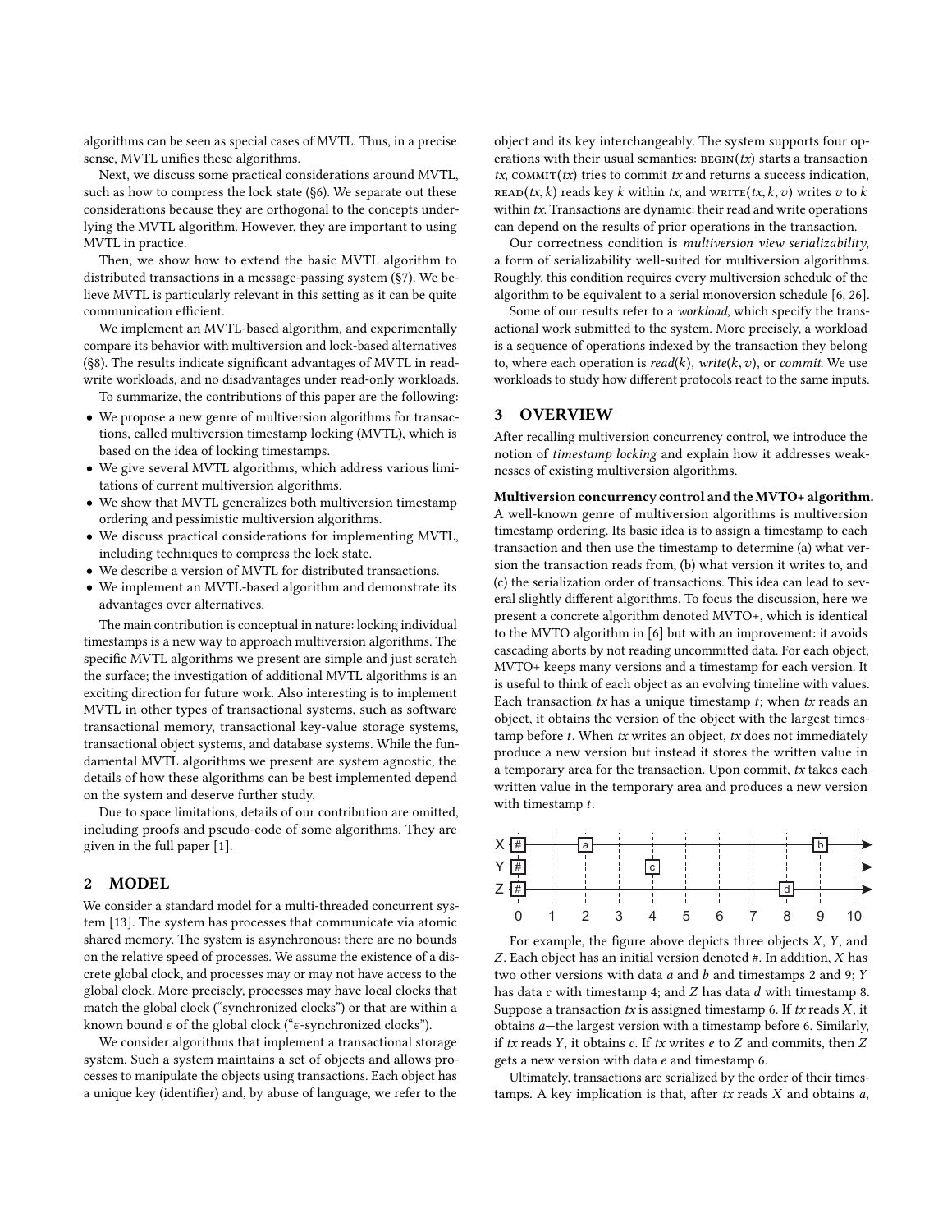algorithms can be seen as special cases of MVTL. Thus, in a precise sense, MVTL unifies these algorithms.

Next, we discuss some practical considerations around MVTL, such as how to compress the lock state (§6). We separate out these considerations because they are orthogonal to the concepts underlying the MVTL algorithm. However, they are important to using MVTL in practice.

Then, we show how to extend the basic MVTL algorithm to distributed transactions in a message-passing system (§7). We believe MVTL is particularly relevant in this setting as it can be quite communication efficient.

We implement an MVTL-based algorithm, and experimentally compare its behavior with multiversion and lock-based alternatives (§8). The results indicate significant advantages of MVTL in read-write workloads, and no disadvantages under read-only workloads.

To summarize, the contributions of this paper are the following:

- We propose a new genre of multiversion algorithms for transactions, called multiversion timestamp locking (MVTL), which is based on the idea of locking timestamps.
- We give several MVTL algorithms, which address various limitations of current multiversion algorithms.
- We show that MVTL generalizes both multiversion timestamp ordering and pessimistic multiversion algorithms.
- We discuss practical considerations for implementing MVTL, including techniques to compress the lock state.
- We describe a version of MVTL for distributed transactions.
- We implement an MVTL-based algorithm and demonstrate its advantages over alternatives.

The main contribution is conceptual in nature: locking individual timestamps is a new way to approach multiversion algorithms. The specific MVTL algorithms we present are simple and just scratch the surface; the investigation of additional MVTL algorithms is an exciting direction for future work. Also interesting is to implement MVTL in other types of transactional systems, such as software transactional memory, transactional key-value storage systems, transactional object systems, and database systems. While the fundamental MVTL algorithms we present are system agnostic, the details of how these algorithms can be best implemented depend on the system and deserve further study.

Due to space limitations, details of our contribution are omitted, including proofs and pseudo-code of some algorithms. They are given in the full paper [1].

## 2 MODEL

We consider a standard model for a multi-threaded concurrent system [13]. The system has processes that communicate via atomic shared memory. The system is asynchronous: there are no bounds on the relative speed of processes. We assume the existence of a discrete global clock, and processes may or may not have access to the global clock. More precisely, processes may have local clocks that match the global clock ("synchronized clocks") or that are within a known bound $\epsilon$ of the global clock ("$\epsilon$-synchronized clocks").

We consider algorithms that implement a transactional storage system. Such a system maintains a set of objects and allows processes to manipulate the objects using transactions. Each object has a unique key (identifier) and, by abuse of language, we refer to the object and its key interchangeably. The system supports four operations with their usual semantics: BEGIN($tx$) starts a transaction $tx$, COMMIT($tx$) tries to commit $tx$ and returns a success indication, READ($tx, k$) reads key $k$ within $tx$, and WRITE($tx, k, v$) writes $v$ to $k$ within $tx$. Transactions are dynamic: their read and write operations can depend on the results of prior operations in the transaction.

Our correctness condition is *multiversion view serializability*, a form of serializability well-suited for multiversion algorithms. Roughly, this condition requires every multiversion schedule of the algorithm to be equivalent to a serial monoversion schedule [6, 26].

Some of our results refer to a *workload*, which specify the transactional work submitted to the system. More precisely, a workload is a sequence of operations indexed by the transaction they belong to, where each operation is *read*($k$), *write*($k, v$), or *commit*. We use workloads to study how different protocols react to the same inputs.

## 3 OVERVIEW

After recalling multiversion concurrency control, we introduce the notion of *timestamp locking* and explain how it addresses weaknesses of existing multiversion algorithms.

**Multiversion concurrency control and the MVTO+ algorithm.** A well-known genre of multiversion algorithms is multiversion timestamp ordering. Its basic idea is to assign a timestamp to each transaction and then use the timestamp to determine (a) what version the transaction reads from, (b) what version it writes to, and (c) the serialization order of transactions. This idea can lead to several slightly different algorithms. To focus the discussion, here we present a concrete algorithm denoted MVTO+, which is identical to the MVTO algorithm in [6] but with an improvement: it avoids cascading aborts by not reading uncommitted data. For each object, MVTO+ keeps many versions and a timestamp for each version. It is useful to think of each object as an evolving timeline with values. Each transaction $tx$ has a unique timestamp $t$; when $tx$ reads an object, it obtains the version of the object with the largest timestamp before $t$. When $tx$ writes an object, $tx$ does not immediately produce a new version but instead it stores the written value in a temporary area for the transaction. Upon commit, $tx$ takes each written value in the temporary area and produces a new version with timestamp $t$.

For example, the figure above depicts three objects $X$, $Y$, and $Z$. Each object has an initial version denoted #. In addition, $X$ has two other versions with data $a$ and $b$ and timestamps 2 and 9; $Y$ has data $c$ with timestamp 4; and $Z$ has data $d$ with timestamp 8. Suppose a transaction $tx$ is assigned timestamp 6. If $tx$ reads $X$, it obtains $a$—the largest version with a timestamp before 6. Similarly, if $tx$ reads $Y$, it obtains $c$. If $tx$ writes $e$ to $Z$ and commits, then $Z$ gets a new version with data $e$ and timestamp 6.

Ultimately, transactions are serialized by the order of their timestamps. A key implication is that, after $tx$ reads $X$ and obtains $a$,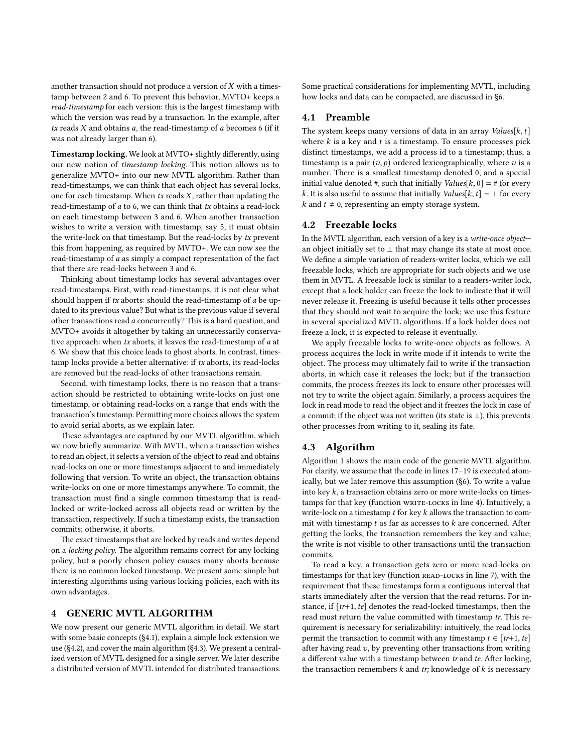another transaction should not produce a version of $X$ with a timestamp between 2 and 6. To prevent this behavior, MVTO+ keeps a *read-timestamp* for each version: this is the largest timestamp with which the version was read by a transaction. In the example, after *tx* reads $X$ and obtains *a*, the read-timestamp of *a* becomes 6 (if it was not already larger than 6).

**Timestamp locking.** We look at MVTO+ slightly differently, using our new notion of *timestamp locking*. This notion allows us to generalize MVTO+ into our new MVTL algorithm. Rather than read-timestamps, we can think that each object has several locks, one for each timestamp. When *tx* reads $X$, rather than updating the read-timestamp of *a* to 6, we can think that *tx* obtains a read-lock on each timestamp between 3 and 6. When another transaction wishes to write a version with timestamp, say 5, it must obtain the write-lock on that timestamp. But the read-locks by *tx* prevent this from happening, as required by MVTO+. We can now see the read-timestamp of *a* as simply a compact representation of the fact that there are read-locks between 3 and 6.

Thinking about timestamp locks has several advantages over read-timestamps. First, with read-timestamps, it is not clear what should happen if *tx* aborts: should the read-timestamp of *a* be updated to its previous value? But what is the previous value if several other transactions read *a* concurrently? This is a hard question, and MVTO+ avoids it altogether by taking an unnecessarily conservative approach: when *tx* aborts, it leaves the read-timestamp of *a* at 6. We show that this choice leads to ghost aborts. In contrast, timestamp locks provide a better alternative: if *tx* aborts, its read-locks are removed but the read-locks of other transactions remain.

Second, with timestamp locks, there is no reason that a transaction should be restricted to obtaining write-locks on just one timestamp, or obtaining read-locks on a range that ends with the transaction's timestamp. Permitting more choices allows the system to avoid serial aborts, as we explain later.

These advantages are captured by our MVTL algorithm, which we now briefly summarize. With MVTL, when a transaction wishes to read an object, it selects a version of the object to read and obtains read-locks on one or more timestamps adjacent to and immediately following that version. To write an object, the transaction obtains write-locks on one or more timestamps anywhere. To commit, the transaction must find a single common timestamp that is read-locked or write-locked across all objects read or written by the transaction, respectively. If such a timestamp exists, the transaction commits; otherwise, it aborts.

The exact timestamps that are locked by reads and writes depend on a *locking policy*. The algorithm remains correct for any locking policy, but a poorly chosen policy causes many aborts because there is no common locked timestamp. We present some simple but interesting algorithms using various locking policies, each with its own advantages.

## 4 GENERIC MVTL ALGORITHM

We now present our generic MVTL algorithm in detail. We start with some basic concepts (§4.1), explain a simple lock extension we use (§4.2), and cover the main algorithm (§4.3). We present a centralized version of MVTL designed for a single server. We later describe a distributed version of MVTL intended for distributed transactions. Some practical considerations for implementing MVTL, including how locks and data can be compacted, are discussed in §6.

### 4.1 Preamble

The system keeps many versions of data in an array $Values[k, t]$ where $k$ is a key and $t$ is a timestamp. To ensure processes pick distinct timestamps, we add a process id to a timestamp; thus, a timestamp is a pair $(v, p)$ ordered lexicographically, where $v$ is a number. There is a smallest timestamp denoted 0, and a special initial value denoted #, such that initially $Values[k, 0] = \#$ for every $k$. It is also useful to assume that initially $Values[k, t] = \bot$ for every $k$ and $t \neq 0$, representing an empty storage system.

### 4.2 Freezable locks

In the MVTL algorithm, each version of a key is a *write-once object*—an object initially set to $\bot$ that may change its state at most once. We define a simple variation of readers-writer locks, which we call freezable locks, which are appropriate for such objects and we use them in MVTL. A freezable lock is similar to a readers-writer lock, except that a lock holder can freeze the lock to indicate that it will never release it. Freezing is useful because it tells other processes that they should not wait to acquire the lock; we use this feature in several specialized MVTL algorithms. If a lock holder does not freeze a lock, it is expected to release it eventually.

We apply freezable locks to write-once objects as follows. A process acquires the lock in write mode if it intends to write the object. The process may ultimately fail to write if the transaction aborts, in which case it releases the lock; but if the transaction commits, the process freezes its lock to ensure other processes will not try to write the object again. Similarly, a process acquires the lock in read mode to read the object and it freezes the lock in case of a commit; if the object was not written (its state is $\bot$), this prevents other processes from writing to it, sealing its fate.

### 4.3 Algorithm

Algorithm 1 shows the main code of the generic MVTL algorithm. For clarity, we assume that the code in lines 17–19 is executed atomically, but we later remove this assumption (§6). To write a value into key $k$, a transaction obtains zero or more write-locks on timestamps for that key (function WRITE-LOCKS in line 4). Intuitively, a write-lock on a timestamp $t$ for key $k$ allows the transaction to commit with timestamp $t$ as far as accesses to $k$ are concerned. After getting the locks, the transaction remembers the key and value; the write is not visible to other transactions until the transaction commits.

To read a key, a transaction gets zero or more read-locks on timestamps for that key (function READ-LOCKS in line 7), with the requirement that these timestamps form a contiguous interval that starts immediately after the version that the read returns. For instance, if $[tr{+}1, te]$ denotes the read-locked timestamps, then the read must return the value committed with timestamp $tr$. This requirement is necessary for serializability: intuitively, the read locks permit the transaction to commit with any timestamp $t \in [tr{+}1, te]$ after having read $v$, by preventing other transactions from writing a different value with a timestamp between $tr$ and $te$. After locking, the transaction remembers $k$ and $tr$; knowledge of $k$ is necessary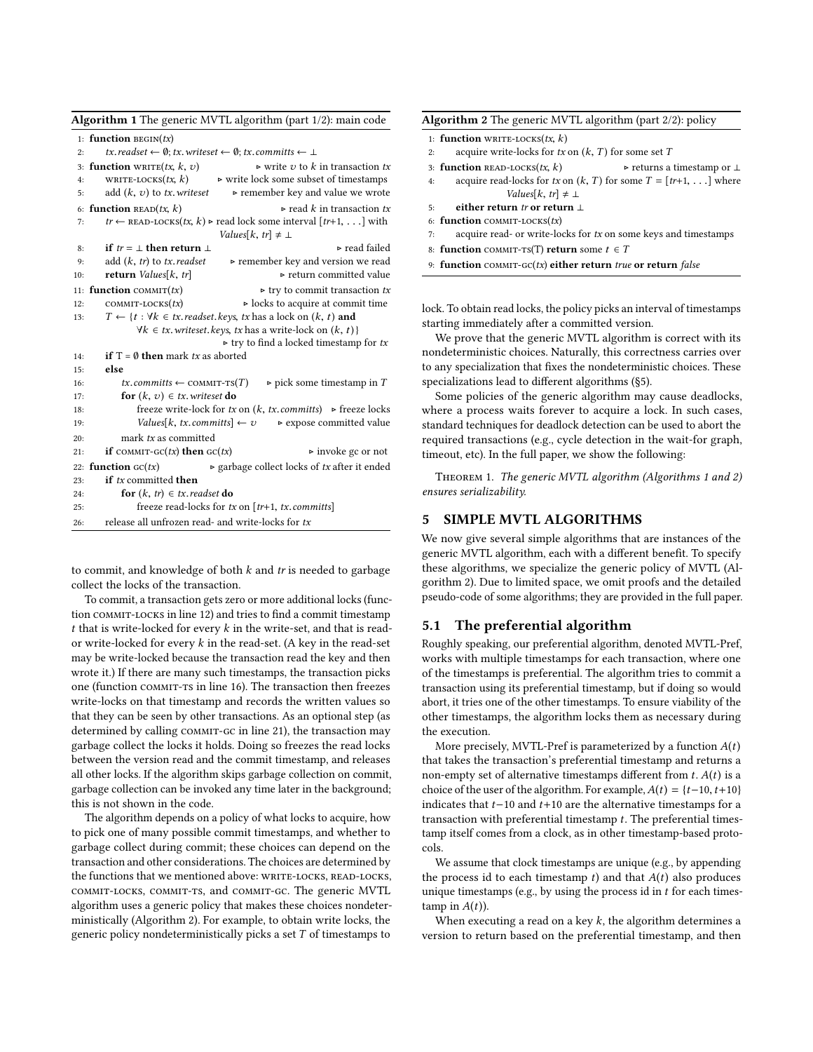**Algorithm 1** The generic MVTL algorithm (part 1/2): main code

```
1:  function BEGIN(tx)
2:      tx.readset ← ∅; tx.writeset ← ∅; tx.committs ← ⊥
3:  function WRITE(tx, k, v)                    ▷ write v to k in transaction tx
4:      WRITE-LOCKS(tx, k)          ▷ write lock some subset of timestamps
5:      add (k, v) to tx.writeset       ▷ remember key and value we wrote
6:  function READ(tx, k)                              ▷ read k in transaction tx
7:      tr ← READ-LOCKS(tx, k) ▷ read lock some interval [tr+1, ...] with
                                                          Values[k, tr] ≠ ⊥
8:      if tr = ⊥ then return ⊥                                  ▷ read failed
9:      add (k, tr) to tx.readset     ▷ remember key and version we read
10:     return Values[k, tr]                       ▷ return committed value
11: function COMMIT(tx)                          ▷ try to commit transaction tx
12:     COMMIT-LOCKS(tx)                   ▷ locks to acquire at commit time
13:     T ← {t : ∀k ∈ tx.readset.keys, tx has a lock on (k, t) and
                ∀k ∈ tx.writeset.keys, tx has a write-lock on (k, t)}
                                      ▷ try to find a locked timestamp for tx
14:     if T = ∅ then mark tx as aborted
15:     else
16:         tx.committs ← COMMIT-TS(T)         ▷ pick some timestamp in T
17:         for (k, v) ∈ tx.writeset do
18:             freeze write-lock for tx on (k, tx.committs)   ▷ freeze locks
19:             Values[k, tx.committs] ← v       ▷ expose committed value
20:         mark tx as committed
21:     if COMMIT-GC(tx) then GC(tx)                       ▷ invoke gc or not
22: function GC(tx)            ▷ garbage collect locks of tx after it ended
23:     if tx committed then
24:         for (k, tr) ∈ tx.readset do
25:             freeze read-locks for tx on [tr+1, tx.committs]
26:     release all unfrozen read- and write-locks for tx
```

**Algorithm 2** The generic MVTL algorithm (part 2/2): policy

```
1: function WRITE-LOCKS(tx, k)
2:     acquire write-locks for tx on (k, T) for some set T
3: function READ-LOCKS(tx, k)                ▷ returns a timestamp or ⊥
4:     acquire read-locks for tx on (k, T) for some T = [tr+1, ...] where
                     Values[k, tr] ≠ ⊥
5:     either return tr or return ⊥
6: function COMMIT-LOCKS(tx)
7:     acquire read- or write-locks for tx on some keys and timestamps
8: function COMMIT-TS(T) return some t ∈ T
9: function COMMIT-GC(tx) either return true or return false
```

to commit, and knowledge of both $k$ and $tr$ is needed to garbage collect the locks of the transaction.

To commit, a transaction gets zero or more additional locks (function COMMIT-LOCKS in line 12) and tries to find a commit timestamp $t$ that is write-locked for every $k$ in the write-set, and that is read- or write-locked for every $k$ in the read-set. (A key in the read-set may be write-locked because the transaction read the key and then wrote it.) If there are many such timestamps, the transaction picks one (function COMMIT-TS in line 16). The transaction then freezes write-locks on that timestamp and records the written values so that they can be seen by other transactions. As an optional step (as determined by calling COMMIT-GC in line 21), the transaction may garbage collect the locks it holds. Doing so freezes the read locks between the version read and the commit timestamp, and releases all other locks. If the algorithm skips garbage collection on commit, garbage collection can be invoked any time later in the background; this is not shown in the code.

The algorithm depends on a policy of what locks to acquire, how to pick one of many possible commit timestamps, and whether to garbage collect during commit; these choices can depend on the transaction and other considerations. The choices are determined by the functions that we mentioned above: WRITE-LOCKS, READ-LOCKS, COMMIT-LOCKS, COMMIT-TS, and COMMIT-GC. The generic MVTL algorithm uses a generic policy that makes these choices nondeterministically (Algorithm 2). For example, to obtain write locks, the generic policy nondeterministically picks a set $T$ of timestamps to lock. To obtain read locks, the policy picks an interval of timestamps starting immediately after a committed version.

We prove that the generic MVTL algorithm is correct with its nondeterministic choices. Naturally, this correctness carries over to any specialization that fixes the nondeterministic choices. These specializations lead to different algorithms (§5).

Some policies of the generic algorithm may cause deadlocks, where a process waits forever to acquire a lock. In such cases, standard techniques for deadlock detection can be used to abort the required transactions (e.g., cycle detection in the wait-for graph, timeout, etc). In the full paper, we show the following:

THEOREM 1. *The generic MVTL algorithm (Algorithms 1 and 2) ensures serializability.*

## 5 SIMPLE MVTL ALGORITHMS

We now give several simple algorithms that are instances of the generic MVTL algorithm, each with a different benefit. To specify these algorithms, we specialize the generic policy of MVTL (Algorithm 2). Due to limited space, we omit proofs and the detailed pseudo-code of some algorithms; they are provided in the full paper.

### 5.1 The preferential algorithm

Roughly speaking, our preferential algorithm, denoted MVTL-Pref, works with multiple timestamps for each transaction, where one of the timestamps is preferential. The algorithm tries to commit a transaction using its preferential timestamp, but if doing so would abort, it tries one of the other timestamps. To ensure viability of the other timestamps, the algorithm locks them as necessary during the execution.

More precisely, MVTL-Pref is parameterized by a function $A(t)$ that takes the transaction's preferential timestamp and returns a non-empty set of alternative timestamps different from $t$. $A(t)$ is a choice of the user of the algorithm. For example, $A(t) = \{t-10, t+10\}$ indicates that $t-10$ and $t+10$ are the alternative timestamps for a transaction with preferential timestamp $t$. The preferential timestamp itself comes from a clock, as in other timestamp-based protocols.

We assume that clock timestamps are unique (e.g., by appending the process id to each timestamp $t$) and that $A(t)$ also produces unique timestamps (e.g., by using the process id in $t$ for each timestamp in $A(t)$).

When executing a read on a key $k$, the algorithm determines a version to return based on the preferential timestamp, and then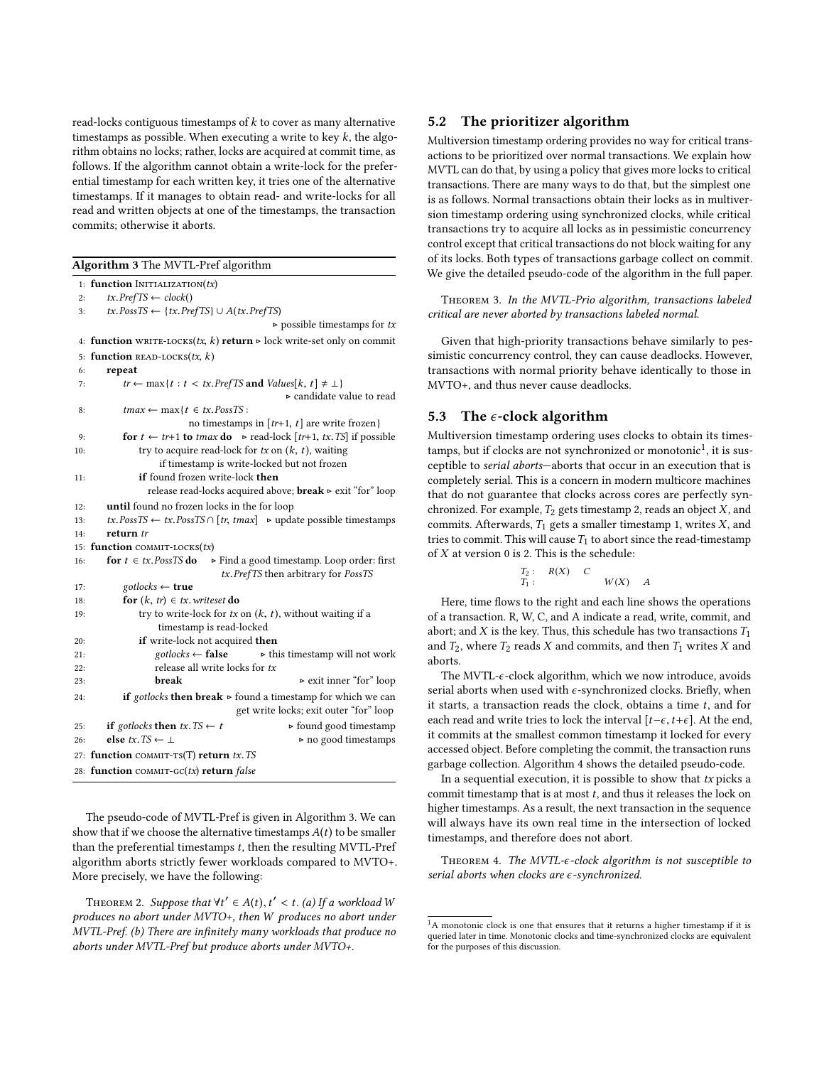read-locks contiguous timestamps of $k$ to cover as many alternative timestamps as possible. When executing a write to key $k$, the algorithm obtains no locks; rather, locks are acquired at commit time, as follows. If the algorithm cannot obtain a write-lock for the preferential timestamp for each written key, it tries one of the alternative timestamps. If it manages to obtain read- and write-locks for all read and written objects at one of the timestamps, the transaction commits; otherwise it aborts.

**Algorithm 3** The MVTL-Pref algorithm

```
1:  function INITIALIZATION(tx)
2:      tx.PrefTS ← clock()
3:      tx.PossTS ← {tx.PrefTS} ∪ A(tx.PrefTS)
                                        ▹ possible timestamps for tx
4:  function WRITE-LOCKS(tx, k) return ▹ lock write-set only on commit
5:  function READ-LOCKS(tx, k)
6:      repeat
7:          tr ← max{t : t < tx.PrefTS and Values[k, t] ≠ ⊥}
                                        ▹ candidate value to read
8:          tmax ← max{t ∈ tx.PossTS :
                     no timestamps in [tr+1, t] are write frozen}
9:          for t ← tr+1 to tmax do   ▹ read-lock [tr+1, tx.TS] if possible
10:             try to acquire read-lock for tx on (k, t), waiting
                    if timestamp is write-locked but not frozen
11:             if found frozen write-lock then
                    release read-locks acquired above; break ▹ exit "for" loop
12:     until found no frozen locks in the for loop
13:     tx.PossTS ← tx.PossTS ∩ [tr, tmax]   ▹ update possible timestamps
14:     return tr
15: function COMMIT-LOCKS(tx)
16:     for t ∈ tx.PossTS do   ▹ Find a good timestamp. Loop order: first
                               tx.PrefTS then arbitrary for PossTS
17:         gotlocks ← true
18:         for (k, tr) ∈ tx.writeset do
19:             try to write-lock for tx on (k, t), without waiting if a
                    timestamp is read-locked
20:             if write-lock not acquired then
21:                 gotlocks ← false       ▹ this timestamp will not work
22:                 release all write locks for tx
23:                 break                         ▹ exit inner "for" loop
24:         if gotlocks then break ▹ found a timestamp for which we can
                               get write locks; exit outer "for" loop
25:     if gotlocks then tx.TS ← t               ▹ found good timestamp
26:     else tx.TS ← ⊥                           ▹ no good timestamps
27: function COMMIT-TS(T) return tx.TS
28: function COMMIT-GC(tx) return false
```

The pseudo-code of MVTL-Pref is given in Algorithm 3. We can show that if we choose the alternative timestamps $A(t)$ to be smaller than the preferential timestamps $t$, then the resulting MVTL-Pref algorithm aborts strictly fewer workloads compared to MVTO+. More precisely, we have the following:

Theorem 2. *Suppose that $\forall t' \in A(t), t' < t$. (a) If a workload $W$ produces no abort under MVTO+, then $W$ produces no abort under MVTL-Pref. (b) There are infinitely many workloads that produce no aborts under MVTL-Pref but produce aborts under MVTO+.*

## 5.2 The prioritizer algorithm

Multiversion timestamp ordering provides no way for critical transactions to be prioritized over normal transactions. We explain how MVTL can do that, by using a policy that gives more locks to critical transactions. There are many ways to do that, but the simplest one is as follows. Normal transactions obtain their locks as in multiversion timestamp ordering using synchronized clocks, while critical transactions try to acquire all locks as in pessimistic concurrency control except that critical transactions do not block waiting for any of its locks. Both types of transactions garbage collect on commit. We give the detailed pseudo-code of the algorithm in the full paper.

Theorem 3. *In the MVTL-Prio algorithm, transactions labeled critical are never aborted by transactions labeled normal.*

Given that high-priority transactions behave similarly to pessimistic concurrency control, they can cause deadlocks. However, transactions with normal priority behave identically to those in MVTO+, and thus never cause deadlocks.

## 5.3 The $\epsilon$-clock algorithm

Multiversion timestamp ordering uses clocks to obtain its timestamps, but if clocks are not synchronized or monotonic[1], it is susceptible to *serial aborts*—aborts that occur in an execution that is completely serial. This is a concern in modern multicore machines that do not guarantee that clocks across cores are perfectly synchronized. For example, $T_2$ gets timestamp 2, reads an object $X$, and commits. Afterwards, $T_1$ gets a smaller timestamp 1, writes $X$, and tries to commit. This will cause $T_1$ to abort since the read-timestamp of $X$ at version 0 is 2. This is the schedule:

$$\begin{array}{lllll} T_2: & R(X) & C & & \\ T_1: & & & W(X) & A \end{array}$$

Here, time flows to the right and each line shows the operations of a transaction. R, W, C, and A indicate a read, write, commit, and abort; and $X$ is the key. Thus, this schedule has two transactions $T_1$ and $T_2$, where $T_2$ reads $X$ and commits, and then $T_1$ writes $X$ and aborts.

The MVTL-$\epsilon$-clock algorithm, which we now introduce, avoids serial aborts when used with $\epsilon$-synchronized clocks. Briefly, when it starts, a transaction reads the clock, obtains a time $t$, and for each read and write tries to lock the interval $[t-\epsilon, t+\epsilon]$. At the end, it commits at the smallest common timestamp it locked for every accessed object. Before completing the commit, the transaction runs garbage collection. Algorithm 4 shows the detailed pseudo-code.

In a sequential execution, it is possible to show that $tx$ picks a commit timestamp that is at most $t$, and thus it releases the lock on higher timestamps. As a result, the next transaction in the sequence will always have its own real time in the intersection of locked timestamps, and therefore does not abort.

Theorem 4. *The MVTL-$\epsilon$-clock algorithm is not susceptible to serial aborts when clocks are $\epsilon$-synchronized.*

[1] A monotonic clock is one that ensures that it returns a higher timestamp if it is queried later in time. Monotonic clocks and time-synchronized clocks are equivalent for the purposes of this discussion.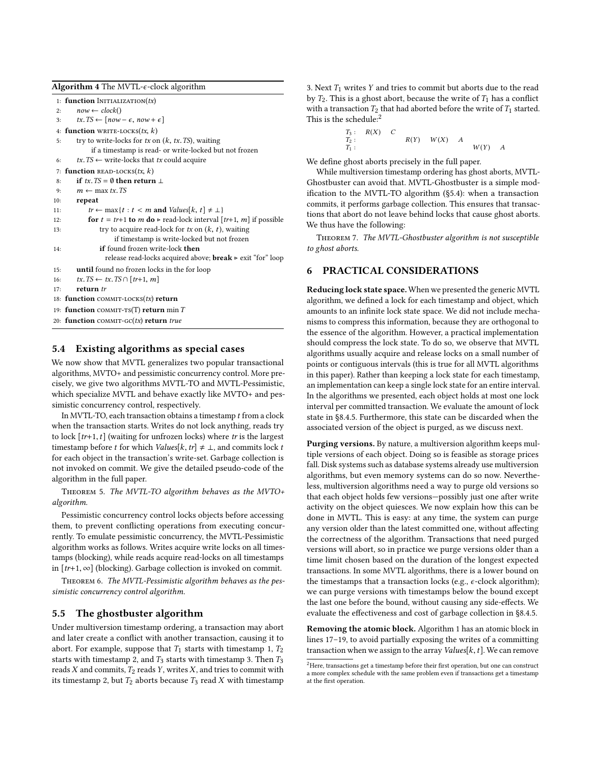**Algorithm 4** The MVTL-$\epsilon$-clock algorithm

```
1: function INITIALIZATION(tx)
2:     now ← clock()
3:     tx.TS ← [now − ε, now + ε]
4: function WRITE-LOCKS(tx, k)
5:     try to write-locks for tx on (k, tx.TS), waiting
           if a timestamp is read- or write-locked but not frozen
6:     tx.TS ← write-locks that tx could acquire
7: function READ-LOCKS(tx, k)
8:     if tx.TS = ∅ then return ⊥
9:     m ← max tx.TS
10:    repeat
11:        tr ← max{t : t < m and Values[k, t] ≠ ⊥}
12:        for t = tr+1 to m do ▷ read-lock interval [tr+1, m] if possible
13:            try to acquire read-lock for tx on (k, t), waiting
                   if timestamp is write-locked but not frozen
14:            if found frozen write-lock then
                   release read-locks acquired above; break ▷ exit "for" loop
15:    until found no frozen locks in the for loop
16:    tx.TS ← tx.TS ∩ [tr+1, m]
17:    return tr
18: function COMMIT-LOCKS(tx) return
19: function COMMIT-TS(T) return min T
20: function COMMIT-GC(tx) return true
```

## 5.4 Existing algorithms as special cases

We now show that MVTL generalizes two popular transactional algorithms, MVTO+ and pessimistic concurrency control. More precisely, we give two algorithms MVTL-TO and MVTL-Pessimistic, which specialize MVTL and behave exactly like MVTO+ and pessimistic concurrency control, respectively.

In MVTL-TO, each transaction obtains a timestamp $t$ from a clock when the transaction starts. Writes do not lock anything, reads try to lock $[tr{+}1, t]$ (waiting for unfrozen locks) where $tr$ is the largest timestamp before $t$ for which $Values[k, tr] \neq \perp$, and commits lock $t$ for each object in the transaction's write-set. Garbage collection is not invoked on commit. We give the detailed pseudo-code of the algorithm in the full paper.

Theorem 5. *The MVTL-TO algorithm behaves as the MVTO+ algorithm.*

Pessimistic concurrency control locks objects before accessing them, to prevent conflicting operations from executing concurrently. To emulate pessimistic concurrency, the MVTL-Pessimistic algorithm works as follows. Writes acquire write locks on all timestamps (blocking), while reads acquire read-locks on all timestamps in $[tr{+}1, \infty]$ (blocking). Garbage collection is invoked on commit.

Theorem 6. *The MVTL-Pessimistic algorithm behaves as the pessimistic concurrency control algorithm.*

## 5.5 The ghostbuster algorithm

Under multiversion timestamp ordering, a transaction may abort and later create a conflict with another transaction, causing it to abort. For example, suppose that $T_1$ starts with timestamp 1, $T_2$ starts with timestamp 2, and $T_3$ starts with timestamp 3. Then $T_3$ reads $X$ and commits, $T_2$ reads $Y$, writes $X$, and tries to commit with its timestamp 2, but $T_2$ aborts because $T_3$ read $X$ with timestamp 3. Next $T_1$ writes $Y$ and tries to commit but aborts due to the read by $T_2$. This is a ghost abort, because the write of $T_1$ has a conflict with a transaction $T_2$ that had aborted before the write of $T_1$ started. This is the schedule:[2]

| | | | | | | | |
|---|---|---|---|---|---|---|---|
| $T_3$: | $R(X)$ | $C$ | | | | | |
| $T_2$: | | | $R(Y)$ | $W(X)$ | $A$ | | |
| $T_1$: | | | | | | $W(Y)$ | $A$ |

We define ghost aborts precisely in the full paper.

While multiversion timestamp ordering has ghost aborts, MVTL-Ghostbuster can avoid that. MVTL-Ghostbuster is a simple modification to the MVTL-TO algorithm (§5.4): when a transaction commits, it performs garbage collection. This ensures that transactions that abort do not leave behind locks that cause ghost aborts. We thus have the following:

Theorem 7. *The MVTL-Ghostbuster algorithm is not susceptible to ghost aborts.*

[2]Here, transactions get a timestamp before their first operation, but one can construct a more complex schedule with the same problem even if transactions get a timestamp at the first operation.

# 6 PRACTICAL CONSIDERATIONS

**Reducing lock state space.** When we presented the generic MVTL algorithm, we defined a lock for each timestamp and object, which amounts to an infinite lock state space. We did not include mechanisms to compress this information, because they are orthogonal to the essence of the algorithm. However, a practical implementation should compress the lock state. To do so, we observe that MVTL algorithms usually acquire and release locks on a small number of points or contiguous intervals (this is true for all MVTL algorithms in this paper). Rather than keeping a lock state for each timestamp, an implementation can keep a single lock state for an entire interval. In the algorithms we presented, each object holds at most one lock interval per committed transaction. We evaluate the amount of lock state in §8.4.5. Furthermore, this state can be discarded when the associated version of the object is purged, as we discuss next.

**Purging versions.** By nature, a multiversion algorithm keeps multiple versions of each object. Doing so is feasible as storage prices fall. Disk systems such as database systems already use multiversion algorithms, but even memory systems can do so now. Nevertheless, multiversion algorithms need a way to purge old versions so that each object holds few versions—possibly just one after write activity on the object quiesces. We now explain how this can be done in MVTL. This is easy: at any time, the system can purge any version older than the latest committed one, without affecting the correctness of the algorithm. Transactions that need purged versions will abort, so in practice we purge versions older than a time limit chosen based on the duration of the longest expected transactions. In some MVTL algorithms, there is a lower bound on the timestamps that a transaction locks (e.g., $\epsilon$-clock algorithm); we can purge versions with timestamps below the bound except the last one before the bound, without causing any side-effects. We evaluate the effectiveness and cost of garbage collection in §8.4.5.

**Removing the atomic block.** Algorithm 1 has an atomic block in lines 17–19, to avoid partially exposing the writes of a committing transaction when we assign to the array $Values[k, t]$. We can remove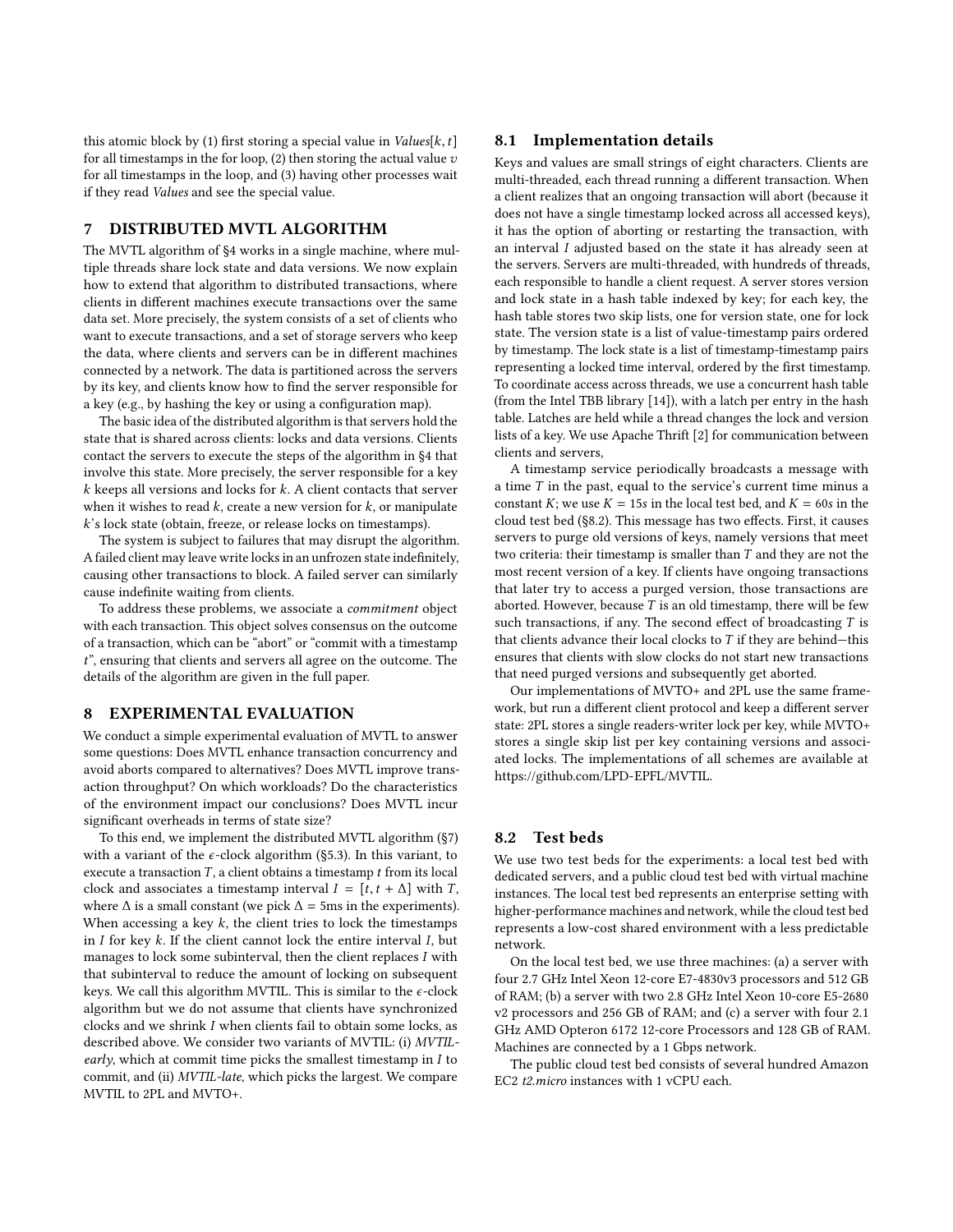this atomic block by (1) first storing a special value in *Values*$[k, t]$ for all timestamps in the for loop, (2) then storing the actual value $v$ for all timestamps in the loop, and (3) having other processes wait if they read *Values* and see the special value.

## 7 DISTRIBUTED MVTL ALGORITHM

The MVTL algorithm of §4 works in a single machine, where multiple threads share lock state and data versions. We now explain how to extend that algorithm to distributed transactions, where clients in different machines execute transactions over the same data set. More precisely, the system consists of a set of clients who want to execute transactions, and a set of storage servers who keep the data, where clients and servers can be in different machines connected by a network. The data is partitioned across the servers by its key, and clients know how to find the server responsible for a key (e.g., by hashing the key or using a configuration map).

The basic idea of the distributed algorithm is that servers hold the state that is shared across clients: locks and data versions. Clients contact the servers to execute the steps of the algorithm in §4 that involve this state. More precisely, the server responsible for a key $k$ keeps all versions and locks for $k$. A client contacts that server when it wishes to read $k$, create a new version for $k$, or manipulate $k$'s lock state (obtain, freeze, or release locks on timestamps).

The system is subject to failures that may disrupt the algorithm. A failed client may leave write locks in an unfrozen state indefinitely, causing other transactions to block. A failed server can similarly cause indefinite waiting from clients.

To address these problems, we associate a *commitment* object with each transaction. This object solves consensus on the outcome of a transaction, which can be "abort" or "commit with a timestamp $t$", ensuring that clients and servers all agree on the outcome. The details of the algorithm are given in the full paper.

## 8 EXPERIMENTAL EVALUATION

We conduct a simple experimental evaluation of MVTL to answer some questions: Does MVTL enhance transaction concurrency and avoid aborts compared to alternatives? Does MVTL improve transaction throughput? On which workloads? Do the characteristics of the environment impact our conclusions? Does MVTL incur significant overheads in terms of state size?

To this end, we implement the distributed MVTL algorithm (§7) with a variant of the $\epsilon$-clock algorithm (§5.3). In this variant, to execute a transaction $T$, a client obtains a timestamp $t$ from its local clock and associates a timestamp interval $I = [t, t + \Delta]$ with $T$, where $\Delta$ is a small constant (we pick $\Delta = 5$ms in the experiments). When accessing a key $k$, the client tries to lock the timestamps in $I$ for key $k$. If the client cannot lock the entire interval $I$, but manages to lock some subinterval, then the client replaces $I$ with that subinterval to reduce the amount of locking on subsequent keys. We call this algorithm MVTIL. This is similar to the $\epsilon$-clock algorithm but we do not assume that clients have synchronized clocks and we shrink $I$ when clients fail to obtain some locks, as described above. We consider two variants of MVTIL: (i) *MVTIL-early*, which at commit time picks the smallest timestamp in $I$ to commit, and (ii) *MVTIL-late*, which picks the largest. We compare MVTIL to 2PL and MVTO+.

### 8.1 Implementation details

Keys and values are small strings of eight characters. Clients are multi-threaded, each thread running a different transaction. When a client realizes that an ongoing transaction will abort (because it does not have a single timestamp locked across all accessed keys), it has the option of aborting or restarting the transaction, with an interval $I$ adjusted based on the state it has already seen at the servers. Servers are multi-threaded, with hundreds of threads, each responsible to handle a client request. A server stores version and lock state in a hash table indexed by key; for each key, the hash table stores two skip lists, one for version state, one for lock state. The version state is a list of value-timestamp pairs ordered by timestamp. The lock state is a list of timestamp-timestamp pairs representing a locked time interval, ordered by the first timestamp. To coordinate access across threads, we use a concurrent hash table (from the Intel TBB library [14]), with a latch per entry in the hash table. Latches are held while a thread changes the lock and version lists of a key. We use Apache Thrift [2] for communication between clients and servers,

A timestamp service periodically broadcasts a message with a time $T$ in the past, equal to the service's current time minus a constant $K$; we use $K = 15s$ in the local test bed, and $K = 60s$ in the cloud test bed (§8.2). This message has two effects. First, it causes servers to purge old versions of keys, namely versions that meet two criteria: their timestamp is smaller than $T$ and they are not the most recent version of a key. If clients have ongoing transactions that later try to access a purged version, those transactions are aborted. However, because $T$ is an old timestamp, there will be few such transactions, if any. The second effect of broadcasting $T$ is that clients advance their local clocks to $T$ if they are behind—this ensures that clients with slow clocks do not start new transactions that need purged versions and subsequently get aborted.

Our implementations of MVTO+ and 2PL use the same framework, but run a different client protocol and keep a different server state: 2PL stores a single readers-writer lock per key, while MVTO+ stores a single skip list per key containing versions and associated locks. The implementations of all schemes are available at https://github.com/LPD-EPFL/MVTIL.

### 8.2 Test beds

We use two test beds for the experiments: a local test bed with dedicated servers, and a public cloud test bed with virtual machine instances. The local test bed represents an enterprise setting with higher-performance machines and network, while the cloud test bed represents a low-cost shared environment with a less predictable network.

On the local test bed, we use three machines: (a) a server with four 2.7 GHz Intel Xeon 12-core E7-4830v3 processors and 512 GB of RAM; (b) a server with two 2.8 GHz Intel Xeon 10-core E5-2680 v2 processors and 256 GB of RAM; and (c) a server with four 2.1 GHz AMD Opteron 6172 12-core Processors and 128 GB of RAM. Machines are connected by a 1 Gbps network.

The public cloud test bed consists of several hundred Amazon EC2 *t2.micro* instances with 1 vCPU each.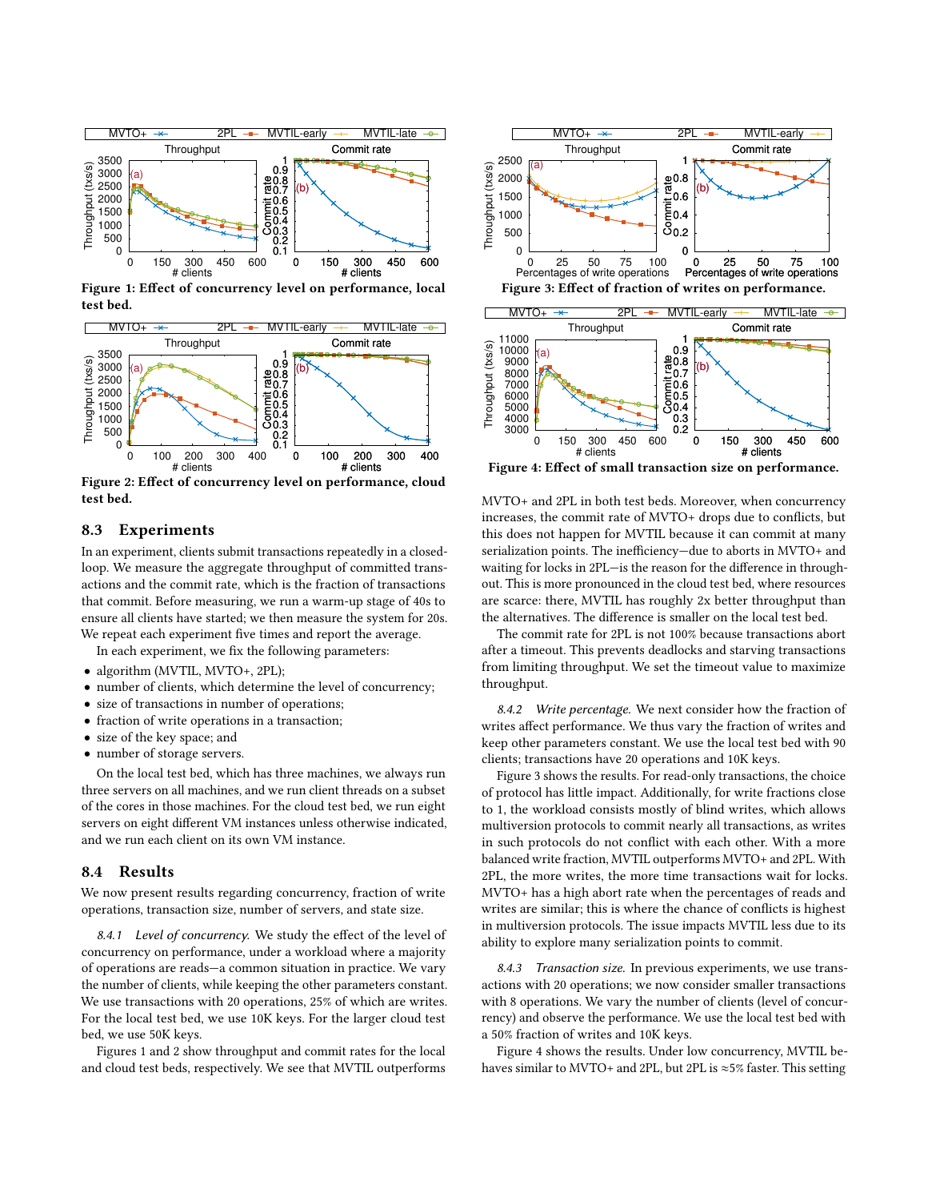Figure 1: Effect of concurrency level on performance, local test bed.

Figure 2: Effect of concurrency level on performance, cloud test bed.

## 8.3 Experiments

In an experiment, clients submit transactions repeatedly in a closed-loop. We measure the aggregate throughput of committed transactions and the commit rate, which is the fraction of transactions that commit. Before measuring, we run a warm-up stage of 40s to ensure all clients have started; we then measure the system for 20s. We repeat each experiment five times and report the average.

In each experiment, we fix the following parameters:

- algorithm (MVTIL, MVTO+, 2PL);
- number of clients, which determine the level of concurrency;
- size of transactions in number of operations;
- fraction of write operations in a transaction;
- size of the key space; and
- number of storage servers.

On the local test bed, which has three machines, we always run three servers on all machines, and we run client threads on a subset of the cores in those machines. For the cloud test bed, we run eight servers on eight different VM instances unless otherwise indicated, and we run each client on its own VM instance.

## 8.4 Results

We now present results regarding concurrency, fraction of write operations, transaction size, number of servers, and state size.

*8.4.1 Level of concurrency.* We study the effect of the level of concurrency on performance, under a workload where a majority of operations are reads—a common situation in practice. We vary the number of clients, while keeping the other parameters constant. We use transactions with 20 operations, 25% of which are writes. For the local test bed, we use 10K keys. For the larger cloud test bed, we use 50K keys.

Figures 1 and 2 show throughput and commit rates for the local and cloud test beds, respectively. We see that MVTIL outperforms MVTO+ and 2PL in both test beds. Moreover, when concurrency increases, the commit rate of MVTO+ drops due to conflicts, but this does not happen for MVTIL because it can commit at many serialization points. The inefficiency—due to aborts in MVTO+ and waiting for locks in 2PL—is the reason for the difference in throughout. This is more pronounced in the cloud test bed, where resources are scarce: there, MVTIL has roughly 2x better throughput than the alternatives. The difference is smaller on the local test bed.

The commit rate for 2PL is not 100% because transactions abort after a timeout. This prevents deadlocks and starving transactions from limiting throughput. We set the timeout value to maximize throughput.

Figure 3: Effect of fraction of writes on performance.

Figure 4: Effect of small transaction size on performance.

*8.4.2 Write percentage.* We next consider how the fraction of writes affect performance. We thus vary the fraction of writes and keep other parameters constant. We use the local test bed with 90 clients; transactions have 20 operations and 10K keys.

Figure 3 shows the results. For read-only transactions, the choice of protocol has little impact. Additionally, for write fractions close to 1, the workload consists mostly of blind writes, which allows multiversion protocols to commit nearly all transactions, as writes in such protocols do not conflict with each other. With a more balanced write fraction, MVTIL outperforms MVTO+ and 2PL. With 2PL, the more writes, the more time transactions wait for locks. MVTO+ has a high abort rate when the percentages of reads and writes are similar; this is where the chance of conflicts is highest in multiversion protocols. The issue impacts MVTIL less due to its ability to explore many serialization points to commit.

*8.4.3 Transaction size.* In previous experiments, we use transactions with 20 operations; we now consider smaller transactions with 8 operations. We vary the number of clients (level of concurrency) and observe the performance. We use the local test bed with a 50% fraction of writes and 10K keys.

Figure 4 shows the results. Under low concurrency, MVTIL behaves similar to MVTO+ and 2PL, but 2PL is ≈5% faster. This setting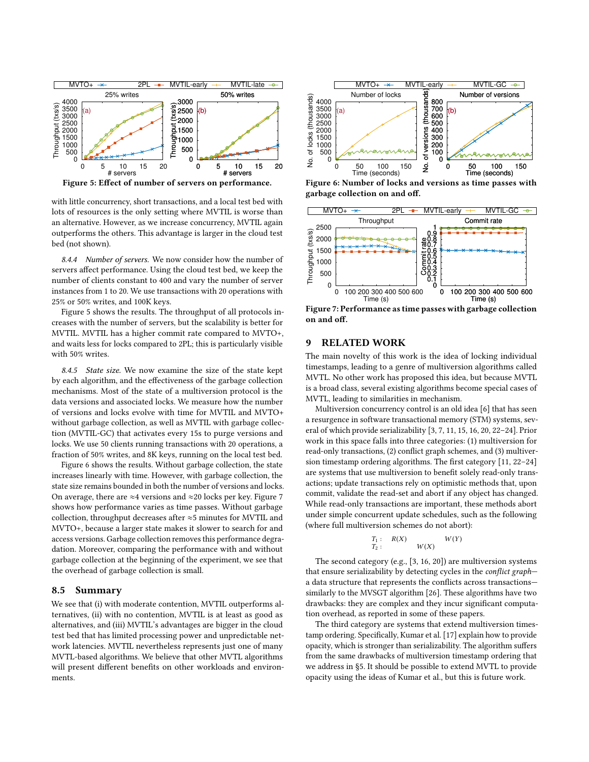Figure 5: Effect of number of servers on performance.

with little concurrency, short transactions, and a local test bed with lots of resources is the only setting where MVTIL is worse than an alternative. However, as we increase concurrency, MVTIL again outperforms the others. This advantage is larger in the cloud test bed (not shown).

*8.4.4 Number of servers.* We now consider how the number of servers affect performance. Using the cloud test bed, we keep the number of clients constant to 400 and vary the number of server instances from 1 to 20. We use transactions with 20 operations with 25% or 50% writes, and 100K keys.

Figure 5 shows the results. The throughput of all protocols increases with the number of servers, but the scalability is better for MVTIL. MVTIL has a higher commit rate compared to MVTO+, and waits less for locks compared to 2PL; this is particularly visible with 50% writes.

*8.4.5 State size.* We now examine the size of the state kept by each algorithm, and the effectiveness of the garbage collection mechanisms. Most of the state of a multiversion protocol is the data versions and associated locks. We measure how the number of versions and locks evolve with time for MVTIL and MVTO+ without garbage collection, as well as MVTIL with garbage collection (MVTIL-GC) that activates every 15s to purge versions and locks. We use 50 clients running transactions with 20 operations, a fraction of 50% writes, and 8K keys, running on the local test bed.

Figure 6 shows the results. Without garbage collection, the state increases linearly with time. However, with garbage collection, the state size remains bounded in both the number of versions and locks. On average, there are ≈4 versions and ≈20 locks per key. Figure 7 shows how performance varies as time passes. Without garbage collection, throughput decreases after ≈5 minutes for MVTIL and MVTO+, because a larger state makes it slower to search for and access versions. Garbage collection removes this performance degradation. Moreover, comparing the performance with and without garbage collection at the beginning of the experiment, we see that the overhead of garbage collection is small.

## 8.5 Summary

We see that (i) with moderate contention, MVTIL outperforms alternatives, (ii) with no contention, MVTIL is at least as good as alternatives, and (iii) MVTIL's advantages are bigger in the cloud test bed that has limited processing power and unpredictable network latencies. MVTIL nevertheless represents just one of many MVTL-based algorithms. We believe that other MVTL algorithms will present different benefits on other workloads and environments.

Figure 6: Number of locks and versions as time passes with garbage collection on and off.

Figure 7: Performance as time passes with garbage collection on and off.

# 9 RELATED WORK

The main novelty of this work is the idea of locking individual timestamps, leading to a genre of multiversion algorithms called MVTL. No other work has proposed this idea, but because MVTL is a broad class, several existing algorithms become special cases of MVTL, leading to similarities in mechanism.

Multiversion concurrency control is an old idea [6] that has seen a resurgence in software transactional memory (STM) systems, several of which provide serializability [3, 7, 11, 15, 16, 20, 22–24]. Prior work in this space falls into three categories: (1) multiversion for read-only transactions, (2) conflict graph schemes, and (3) multiversion timestamp ordering algorithms. The first category [11, 22–24] are systems that use multiversion to benefit solely read-only transactions; update transactions rely on optimistic methods that, upon commit, validate the read-set and abort if any object has changed. While read-only transactions are important, these methods abort under simple concurrent update schedules, such as the following (where full multiversion schemes do not abort):

$$
\begin{array}{llll}
T_1: & R(X) & & W(Y) \\
T_2: & & W(X) &
\end{array}
$$

The second category (e.g., [3, 16, 20]) are multiversion systems that ensure serializability by detecting cycles in the *conflict graph*—a data structure that represents the conflicts across transactions—similarly to the MVSGT algorithm [26]. These algorithms have two drawbacks: they are complex and they incur significant computation overhead, as reported in some of these papers.

The third category are systems that extend multiversion timestamp ordering. Specifically, Kumar et al. [17] explain how to provide opacity, which is stronger than serializability. The algorithm suffers from the same drawbacks of multiversion timestamp ordering that we address in §5. It should be possible to extend MVTL to provide opacity using the ideas of Kumar et al., but this is future work.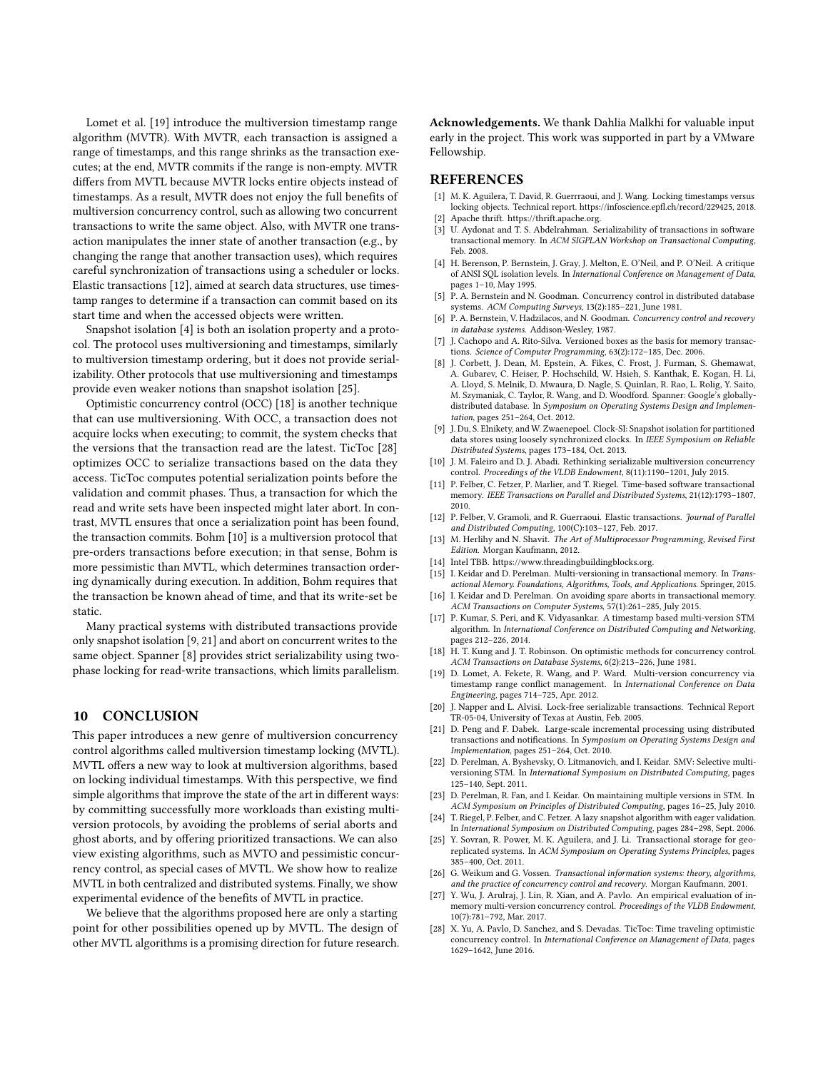Lomet et al. [19] introduce the multiversion timestamp range algorithm (MVTR). With MVTR, each transaction is assigned a range of timestamps, and this range shrinks as the transaction executes; at the end, MVTR commits if the range is non-empty. MVTR differs from MVTL because MVTR locks entire objects instead of timestamps. As a result, MVTR does not enjoy the full benefits of multiversion concurrency control, such as allowing two concurrent transactions to write the same object. Also, with MVTR one transaction manipulates the inner state of another transaction (e.g., by changing the range that another transaction uses), which requires careful synchronization of transactions using a scheduler or locks. Elastic transactions [12], aimed at search data structures, use timestamp ranges to determine if a transaction can commit based on its start time and when the accessed objects were written.

Snapshot isolation [4] is both an isolation property and a protocol. The protocol uses multiversioning and timestamps, similarly to multiversion timestamp ordering, but it does not provide serializability. Other protocols that use multiversioning and timestamps provide even weaker notions than snapshot isolation [25].

Optimistic concurrency control (OCC) [18] is another technique that can use multiversioning. With OCC, a transaction does not acquire locks when executing; to commit, the system checks that the versions that the transaction read are the latest. TicToc [28] optimizes OCC to serialize transactions based on the data they access. TicToc computes potential serialization points before the validation and commit phases. Thus, a transaction for which the read and write sets have been inspected might later abort. In contrast, MVTL ensures that once a serialization point has been found, the transaction commits. Bohm [10] is a multiversion protocol that pre-orders transactions before execution; in that sense, Bohm is more pessimistic than MVTL, which determines transaction ordering dynamically during execution. In addition, Bohm requires that the transaction be known ahead of time, and that its write-set be static.

Many practical systems with distributed transactions provide only snapshot isolation [9, 21] and abort on concurrent writes to the same object. Spanner [8] provides strict serializability using two-phase locking for read-write transactions, which limits parallelism.

## 10 CONCLUSION

This paper introduces a new genre of multiversion concurrency control algorithms called multiversion timestamp locking (MVTL). MVTL offers a new way to look at multiversion algorithms, based on locking individual timestamps. With this perspective, we find simple algorithms that improve the state of the art in different ways: by committing successfully more workloads than existing multiversion protocols, by avoiding the problems of serial aborts and ghost aborts, and by offering prioritized transactions. We can also view existing algorithms, such as MVTO and pessimistic concurrency control, as special cases of MVTL. We show how to realize MVTL in both centralized and distributed systems. Finally, we show experimental evidence of the benefits of MVTL in practice.

We believe that the algorithms proposed here are only a starting point for other possibilities opened up by MVTL. The design of other MVTL algorithms is a promising direction for future research.

**Acknowledgements.** We thank Dahlia Malkhi for valuable input early in the project. This work was supported in part by a VMware Fellowship.

## REFERENCES

[1] M. K. Aguilera, T. David, R. Guerrraoui, and J. Wang. Locking timestamps versus locking objects. Technical report. https://infoscience.epfl.ch/record/229425, 2018.
[2] Apache thrift. https://thrift.apache.org.
[3] U. Aydonat and T. S. Abdelrahman. Serializability of transactions in software transactional memory. In *ACM SIGPLAN Workshop on Transactional Computing*, Feb. 2008.
[4] H. Berenson, P. Bernstein, J. Gray, J. Melton, E. O'Neil, and P. O'Neil. A critique of ANSI SQL isolation levels. In *International Conference on Management of Data*, pages 1–10, May 1995.
[5] P. A. Bernstein and N. Goodman. Concurrency control in distributed database systems. *ACM Computing Surveys*, 13(2):185–221, June 1981.
[6] P. A. Bernstein, V. Hadzilacos, and N. Goodman. *Concurrency control and recovery in database systems*. Addison-Wesley, 1987.
[7] J. Cachopo and A. Rito-Silva. Versioned boxes as the basis for memory transactions. *Science of Computer Programming*, 63(2):172–185, Dec. 2006.
[8] J. Corbett, J. Dean, M. Epstein, A. Fikes, C. Frost, J. Furman, S. Ghemawat, A. Gubarev, C. Heiser, P. Hochschild, W. Hsieh, S. Kanthak, E. Kogan, H. Li, A. Lloyd, S. Melnik, D. Mwaura, D. Nagle, S. Quinlan, R. Rao, L. Rolig, Y. Saito, M. Szymaniak, C. Taylor, R. Wang, and D. Woodford. Spanner: Google's globally-distributed database. In *Symposium on Operating Systems Design and Implementation*, pages 251–264, Oct. 2012.
[9] J. Du, S. Elnikety, and W. Zwaenepoel. Clock-SI: Snapshot isolation for partitioned data stores using loosely synchronized clocks. In *IEEE Symposium on Reliable Distributed Systems*, pages 173–184, Oct. 2013.
[10] J. M. Faleiro and D. J. Abadi. Rethinking serializable multiversion concurrency control. *Proceedings of the VLDB Endowment*, 8(11):1190–1201, July 2015.
[11] P. Felber, C. Fetzer, P. Marlier, and T. Riegel. Time-based software transactional memory. *IEEE Transactions on Parallel and Distributed Systems*, 21(12):1793–1807, 2010.
[12] P. Felber, V. Gramoli, and R. Guerraoui. Elastic transactions. *Journal of Parallel and Distributed Computing*, 100(C):103–127, Feb. 2017.
[13] M. Herlihy and N. Shavit. *The Art of Multiprocessor Programming, Revised First Edition*. Morgan Kaufmann, 2012.
[14] Intel TBB. https://www.threadingbuildingblocks.org.
[15] I. Keidar and D. Perelman. Multi-versioning in transactional memory. In *Transactional Memory. Foundations, Algorithms, Tools, and Applications*. Springer, 2015.
[16] I. Keidar and D. Perelman. On avoiding spare aborts in transactional memory. *ACM Transactions on Computer Systems*, 57(1):261–285, July 2015.
[17] P. Kumar, S. Peri, and K. Vidyasankar. A timestamp based multi-version STM algorithm. In *International Conference on Distributed Computing and Networking*, pages 212–226, 2014.
[18] H. T. Kung and J. T. Robinson. On optimistic methods for concurrency control. *ACM Transactions on Database Systems*, 6(2):213–226, June 1981.
[19] D. Lomet, A. Fekete, R. Wang, and P. Ward. Multi-version concurrency via timestamp range conflict management. In *International Conference on Data Engineering*, pages 714–725, Apr. 2012.
[20] J. Napper and L. Alvisi. Lock-free serializable transactions. Technical Report TR-05-04, University of Texas at Austin, Feb. 2005.
[21] D. Peng and F. Dabek. Large-scale incremental processing using distributed transactions and notifications. In *Symposium on Operating Systems Design and Implementation*, pages 251–264, Oct. 2010.
[22] D. Perelman, A. Byshevsky, O. Litmanovich, and I. Keidar. SMV: Selective multi-versioning STM. In *International Symposium on Distributed Computing*, pages 125–140, Sept. 2011.
[23] D. Perelman, R. Fan, and I. Keidar. On maintaining multiple versions in STM. In *ACM Symposium on Principles of Distributed Computing*, pages 16–25, July 2010.
[24] T. Riegel, P. Felber, and C. Fetzer. A lazy snapshot algorithm with eager validation. In *International Symposium on Distributed Computing*, pages 284–298, Sept. 2006.
[25] Y. Sovran, R. Power, M. K. Aguilera, and J. Li. Transactional storage for geo-replicated systems. In *ACM Symposium on Operating Systems Principles*, pages 385–400, Oct. 2011.
[26] G. Weikum and G. Vossen. *Transactional information systems: theory, algorithms, and the practice of concurrency control and recovery*. Morgan Kaufmann, 2001.
[27] Y. Wu, J. Arulraj, J. Lin, R. Xian, and A. Pavlo. An empirical evaluation of in-memory multi-version concurrency control. *Proceedings of the VLDB Endowment*, 10(7):781–792, Mar. 2017.
[28] X. Yu, A. Pavlo, D. Sanchez, and S. Devadas. TicToc: Time traveling optimistic concurrency control. In *International Conference on Management of Data*, pages 1629–1642, June 2016.